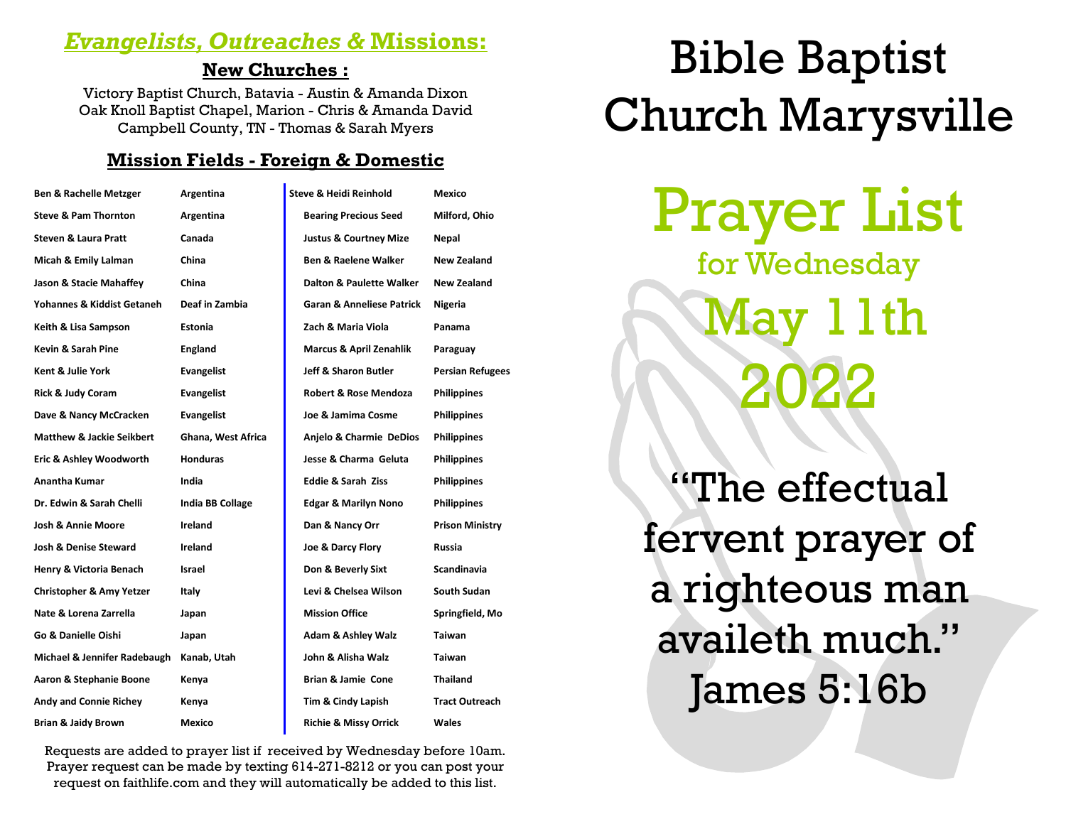## *Evangelists, Outreaches &* Missions:

### New Churches :

Victory Baptist Church, Batavia - Austin & Amanda Dixon
Oak Knoll Baptist Chapel, Marion - Chris & Amanda David
Campbell County, TN - Thomas & Sarah Myers

### Mission Fields - Foreign & Domestic

| Name | Field |
|---|---|
| **Ben & Rachelle Metzger** | **Argentina** |
| **Steve & Pam Thornton** | **Argentina** |
| **Steven & Laura Pratt** | **Canada** |
| **Micah & Emily Lalman** | **China** |
| **Jason & Stacie Mahaffey** | **China** |
| **Yohannes & Kiddist Getaneh** | **Deaf in Zambia** |
| **Keith & Lisa Sampson** | **Estonia** |
| **Kevin & Sarah Pine** | **England** |
| **Kent & Julie York** | **Evangelist** |
| **Rick & Judy Coram** | **Evangelist** |
| **Dave & Nancy McCracken** | **Evangelist** |
| **Matthew & Jackie Seikbert** | **Ghana, West Africa** |
| **Eric & Ashley Woodworth** | **Honduras** |
| **Anantha Kumar** | **India** |
| **Dr. Edwin & Sarah Chelli** | **India BB Collage** |
| **Josh & Annie Moore** | **Ireland** |
| **Josh & Denise Steward** | **Ireland** |
| **Henry & Victoria Benach** | **Israel** |
| **Christopher & Amy Yetzer** | **Italy** |
| **Nate & Lorena Zarrella** | **Japan** |
| **Go & Danielle Oishi** | **Japan** |
| **Michael & Jennifer Radebaugh** | **Kanab, Utah** |
| **Aaron & Stephanie Boone** | **Kenya** |
| **Andy and Connie Richey** | **Kenya** |
| **Brian & Jaidy Brown** | **Mexico** |
| **Steve & Heidi Reinhold** | **Mexico** |
| **Bearing Precious Seed** | **Milford, Ohio** |
| **Justus & Courtney Mize** | **Nepal** |
| **Ben & Raelene Walker** | **New Zealand** |
| **Dalton & Paulette Walker** | **New Zealand** |
| **Garan & Anneliese Patrick** | **Nigeria** |
| **Zach & Maria Viola** | **Panama** |
| **Marcus & April Zenahlik** | **Paraguay** |
| **Jeff & Sharon Butler** | **Persian Refugees** |
| **Robert & Rose Mendoza** | **Philippines** |
| **Joe & Jamima Cosme** | **Philippines** |
| **Anjelo & Charmie DeDios** | **Philippines** |
| **Jesse & Charma Geluta** | **Philippines** |
| **Eddie & Sarah Ziss** | **Philippines** |
| **Edgar & Marilyn Nono** | **Philippines** |
| **Dan & Nancy Orr** | **Prison Ministry** |
| **Joe & Darcy Flory** | **Russia** |
| **Don & Beverly Sixt** | **Scandinavia** |
| **Levi & Chelsea Wilson** | **South Sudan** |
| **Mission Office** | **Springfield, Mo** |
| **Adam & Ashley Walz** | **Taiwan** |
| **John & Alisha Walz** | **Taiwan** |
| **Brian & Jamie Cone** | **Thailand** |
| **Tim & Cindy Lapish** | **Tract Outreach** |
| **Richie & Missy Orrick** | **Wales** |

Requests are added to prayer list if received by Wednesday before 10am. Prayer request can be made by texting 614-271-8212 or you can post your request on faithlife.com and they will automatically be added to this list.

# Bible Baptist Church Marysville

# Prayer List

## for Wednesday

## May 11th 2022

"The effectual fervent prayer of a righteous man availeth much." James 5:16b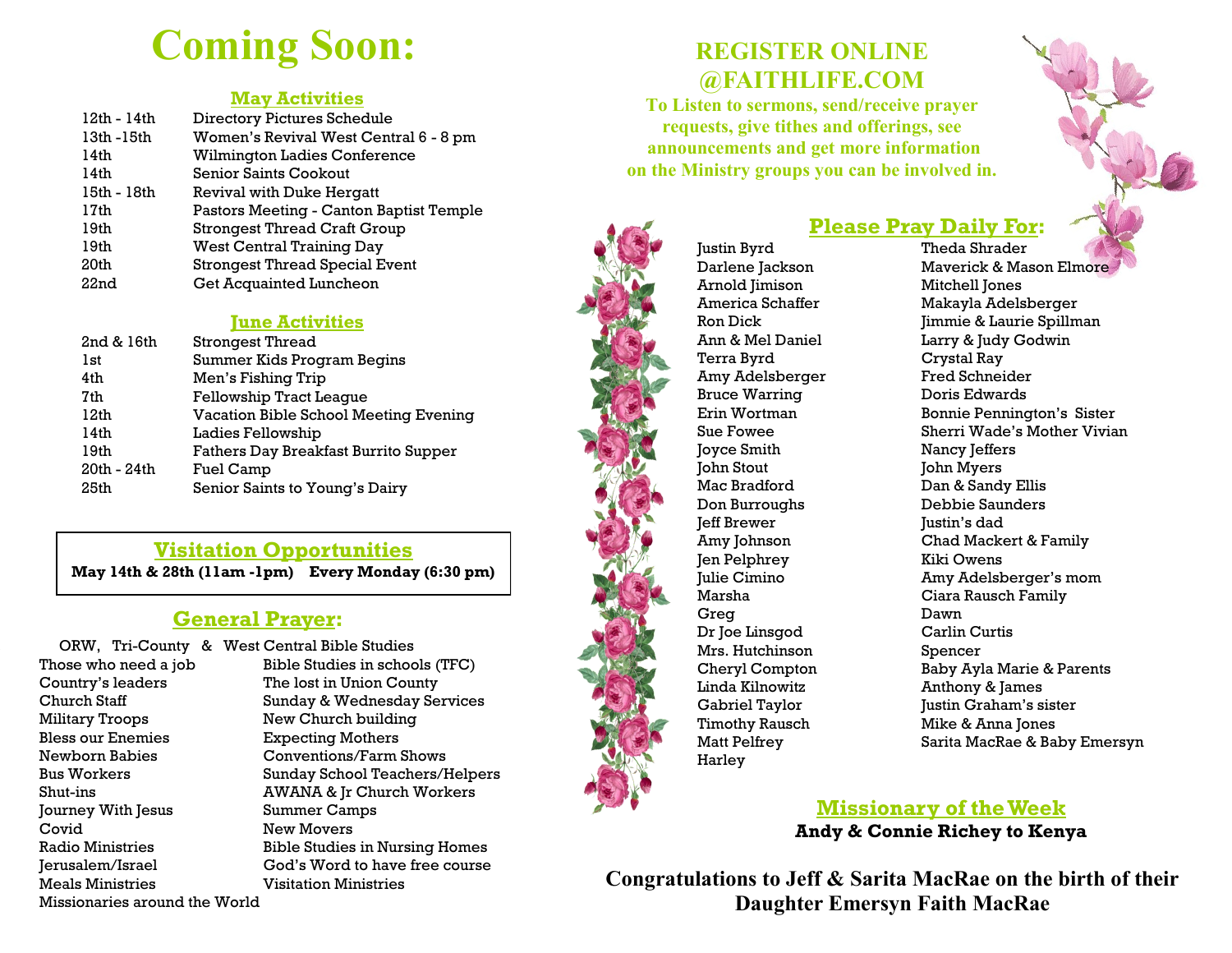# Coming Soon:

## May Activities

| | |
|---|---|
| 12th - 14th | Directory Pictures Schedule |
| 13th -15th | Women's Revival West Central 6 - 8 pm |
| 14th | Wilmington Ladies Conference |
| 14th | Senior Saints Cookout |
| 15th - 18th | Revival with Duke Hergatt |
| 17th | Pastors Meeting - Canton Baptist Temple |
| 19th | Strongest Thread Craft Group |
| 19th | West Central Training Day |
| 20th | Strongest Thread Special Event |
| 22nd | Get Acquainted Luncheon |

## June Activities

| | |
|---|---|
| 2nd & 16th | Strongest Thread |
| 1st | Summer Kids Program Begins |
| 4th | Men's Fishing Trip |
| 7th | Fellowship Tract League |
| 12th | Vacation Bible School Meeting Evening |
| 14th | Ladies Fellowship |
| 19th | Fathers Day Breakfast Burrito Supper |
| 20th - 24th | Fuel Camp |
| 25th | Senior Saints to Young's Dairy |

## Visitation Opportunities

**May 14th & 28th (11am -1pm)  Every Monday (6:30 pm)**

## General Prayer:

ORW, Tri-County & West Central Bible Studies

- Those who need a job
- Country's leaders
- Church Staff
- Military Troops
- Bless our Enemies
- Newborn Babies
- Bus Workers
- Shut-ins
- Journey With Jesus
- Covid
- Radio Ministries
- Jerusalem/Israel
- Meals Ministries
- Missionaries around the World
- Bible Studies in schools (TFC)
- The lost in Union County
- Sunday & Wednesday Services
- New Church building
- Expecting Mothers
- Conventions/Farm Shows
- Sunday School Teachers/Helpers
- AWANA & Jr Church Workers
- Summer Camps
- New Movers
- Bible Studies in Nursing Homes
- God's Word to have free course
- Visitation Ministries

## REGISTER ONLINE @FAITHLIFE.COM

**To Listen to sermons, send/receive prayer requests, give tithes and offerings, see announcements and get more information on the Ministry groups you can be involved in.**

## Please Pray Daily For:

Justin Byrd
Darlene Jackson
Arnold Jimison
America Schaffer
Ron Dick
Ann & Mel Daniel
Terra Byrd
Amy Adelsberger
Bruce Warring
Erin Wortman
Sue Fowee
Joyce Smith
John Stout
Mac Bradford
Don Burroughs
Jeff Brewer
Amy Johnson
Jen Pelphrey
Julie Cimino
Marsha
Greg
Dr Joe Linsgod
Mrs. Hutchinson
Cheryl Compton
Linda Kilnowitz
Gabriel Taylor
Timothy Rausch
Matt Pelfrey
Harley
Theda Shrader
Maverick & Mason Elmore
Mitchell Jones
Makayla Adelsberger
Jimmie & Laurie Spillman
Larry & Judy Godwin
Crystal Ray
Fred Schneider
Doris Edwards
Bonnie Pennington's Sister
Sherri Wade's Mother Vivian
Nancy Jeffers
John Myers
Dan & Sandy Ellis
Debbie Saunders
Justin's dad
Chad Mackert & Family
Kiki Owens
Amy Adelsberger's mom
Ciara Rausch Family
Dawn
Carlin Curtis
Spencer
Baby Ayla Marie & Parents
Anthony & James
Justin Graham's sister
Mike & Anna Jones
Sarita MacRae & Baby Emersyn

## Missionary of the Week

**Andy & Connie Richey to Kenya**

**Congratulations to Jeff & Sarita MacRae on the birth of their Daughter Emersyn Faith MacRae**